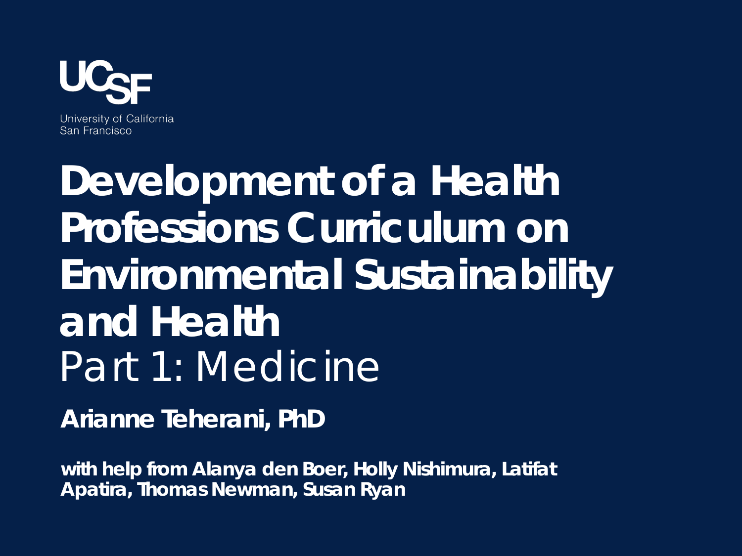UCSF

University of California
San Francisco

# Development of a Health Professions Curriculum on Environmental Sustainability and Health

## Part 1: Medicine

**Arianne Teherani, PhD**

**with help from Alanya den Boer, Holly Nishimura, Latifat Apatira, Thomas Newman, Susan Ryan**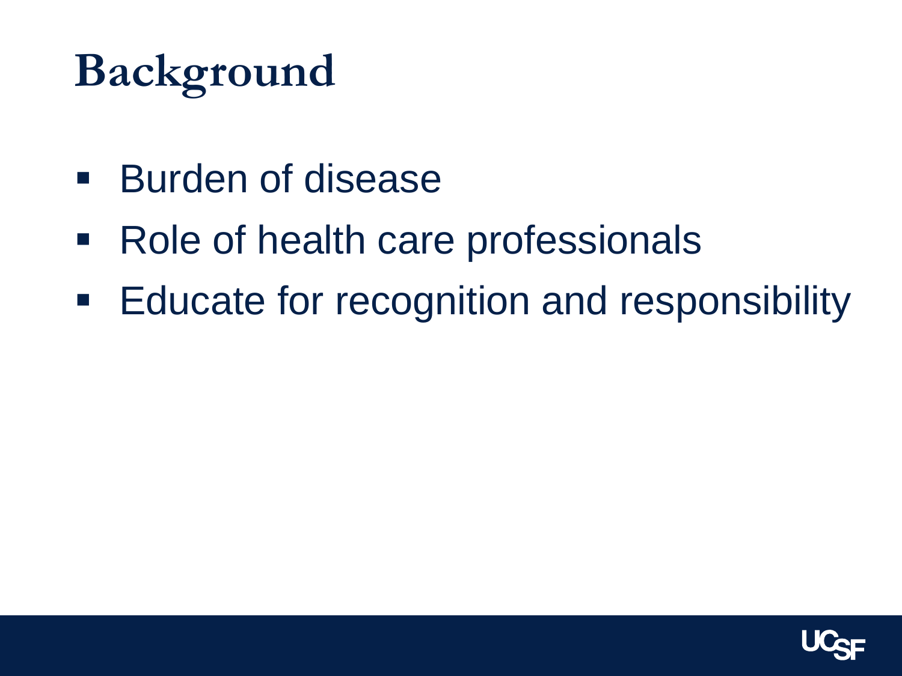# Background

- Burden of disease
- Role of health care professionals
- Educate for recognition and responsibility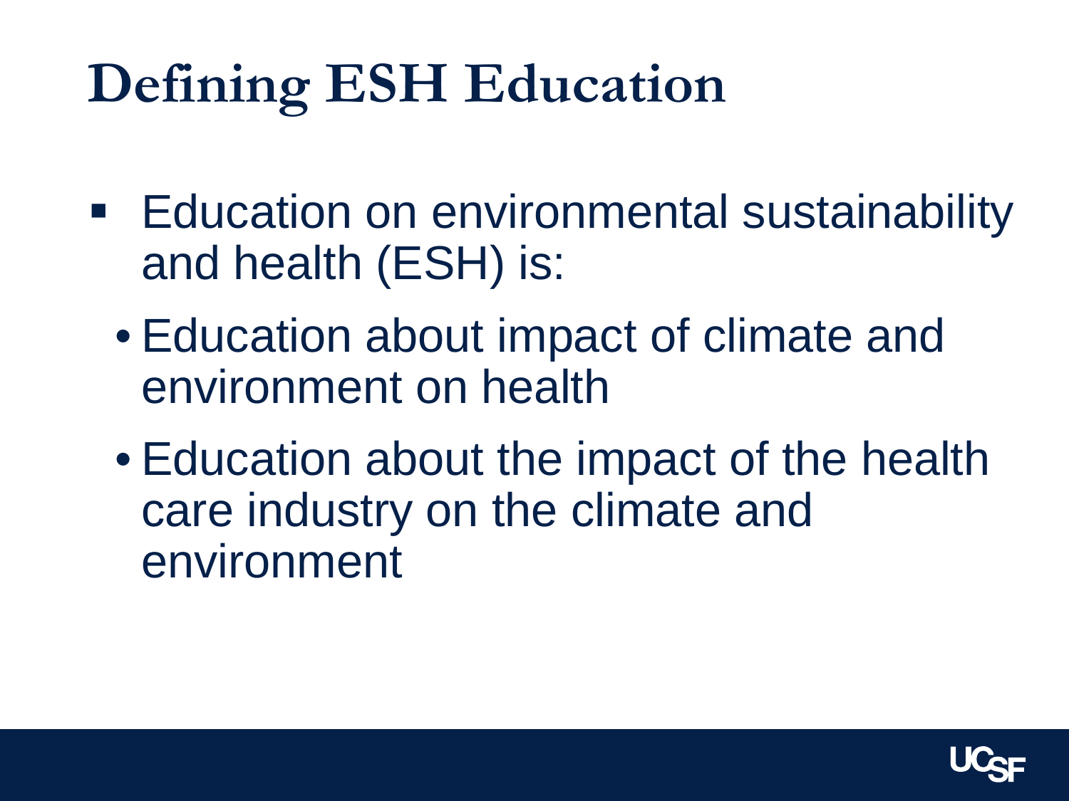# Defining ESH Education

- Education on environmental sustainability and health (ESH) is:
  - Education about impact of climate and environment on health
  - Education about the impact of the health care industry on the climate and environment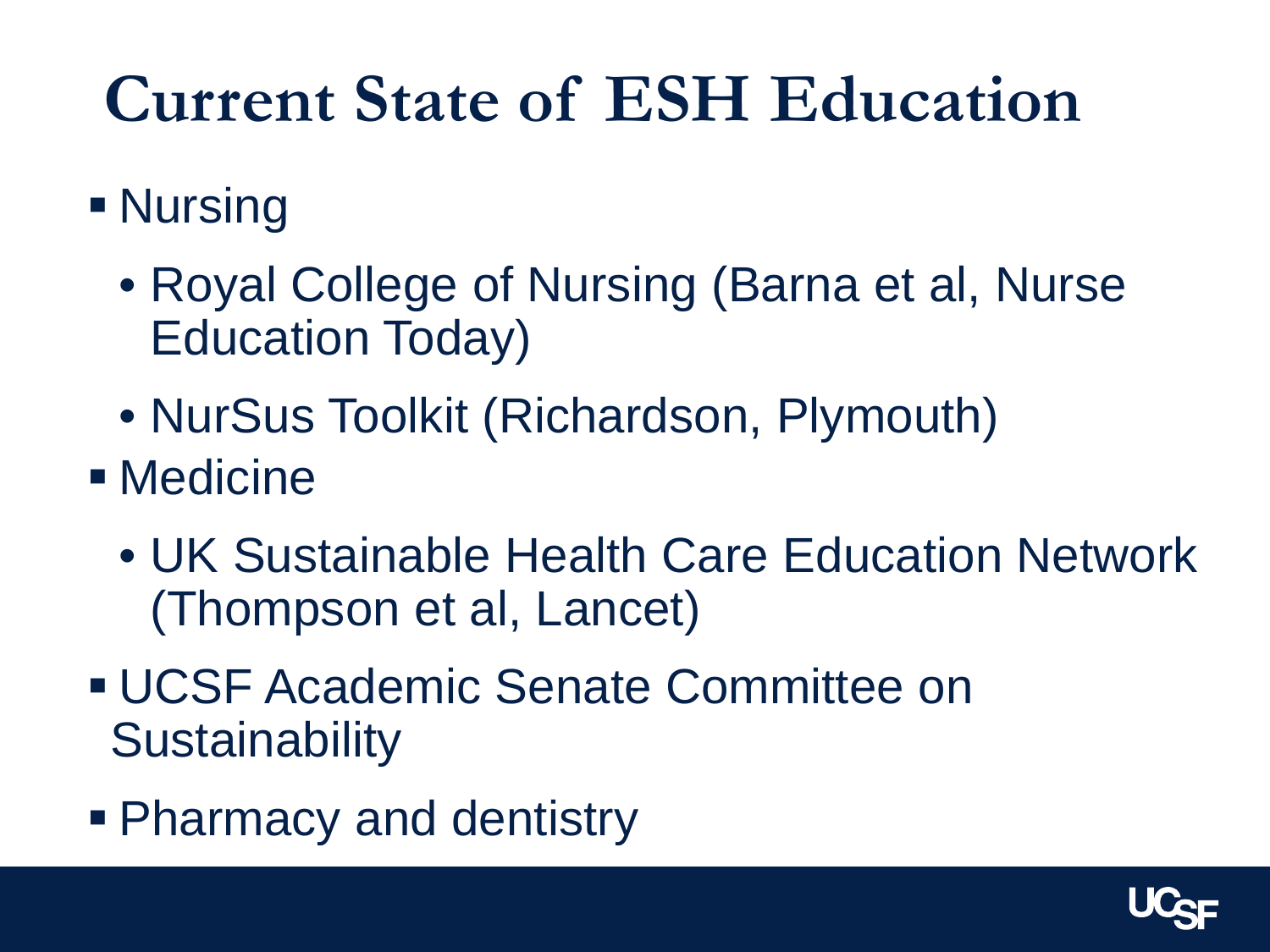# Current State of ESH Education

- Nursing
  - Royal College of Nursing (Barna et al, Nurse Education Today)
  - NurSus Toolkit (Richardson, Plymouth)
- Medicine
  - UK Sustainable Health Care Education Network (Thompson et al, Lancet)
- UCSF Academic Senate Committee on Sustainability
- Pharmacy and dentistry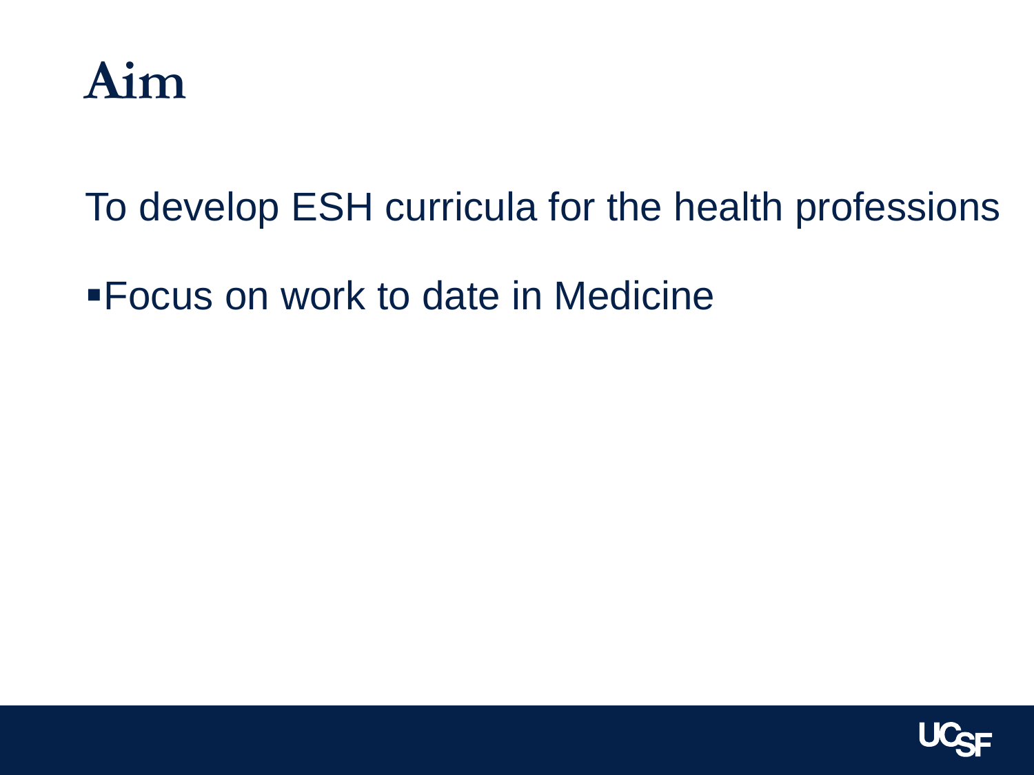# Aim

To develop ESH curricula for the health professions

- Focus on work to date in Medicine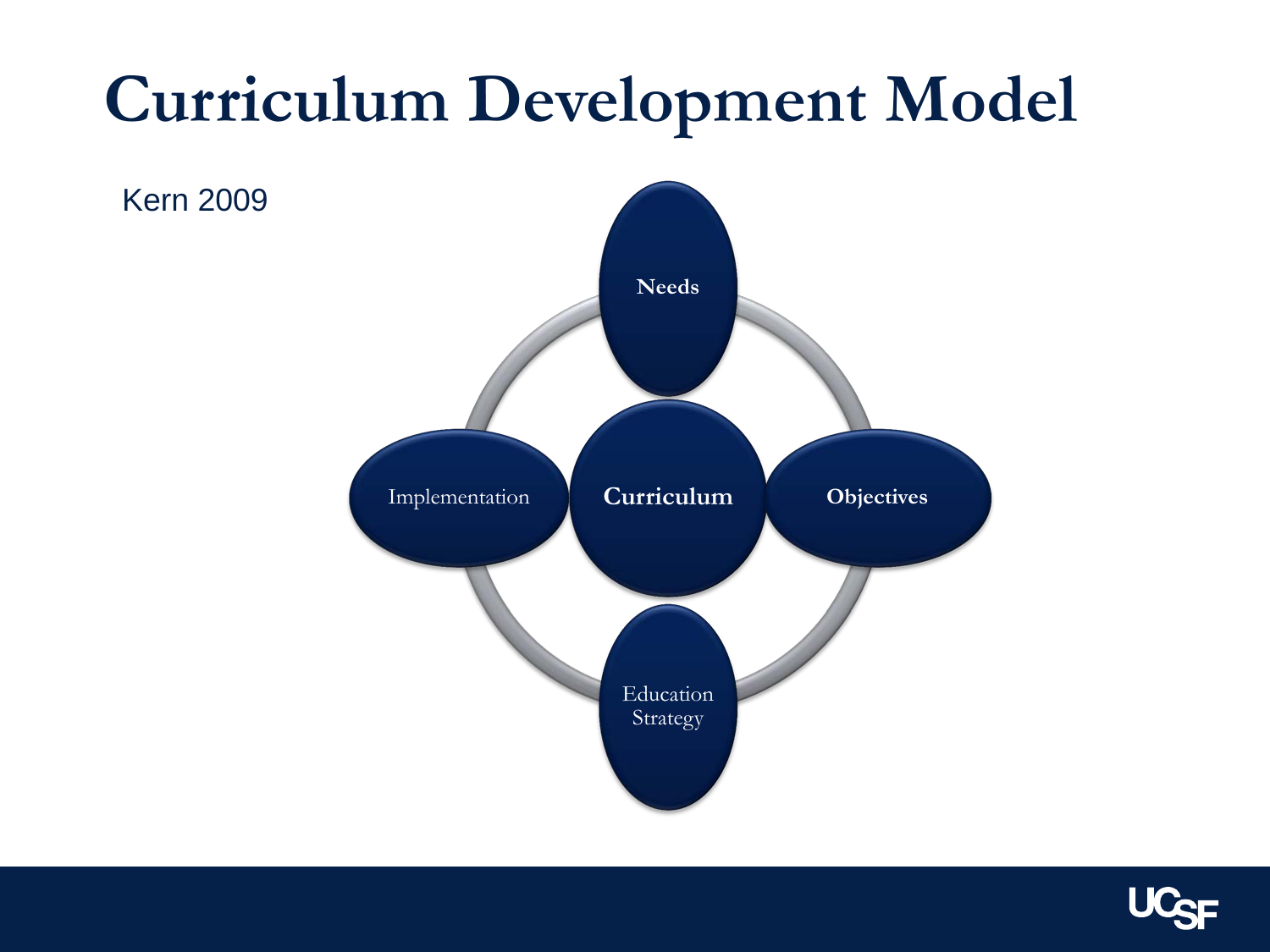# Curriculum Development Model

Kern 2009

Needs

Implementation

Curriculum

Objectives

Education Strategy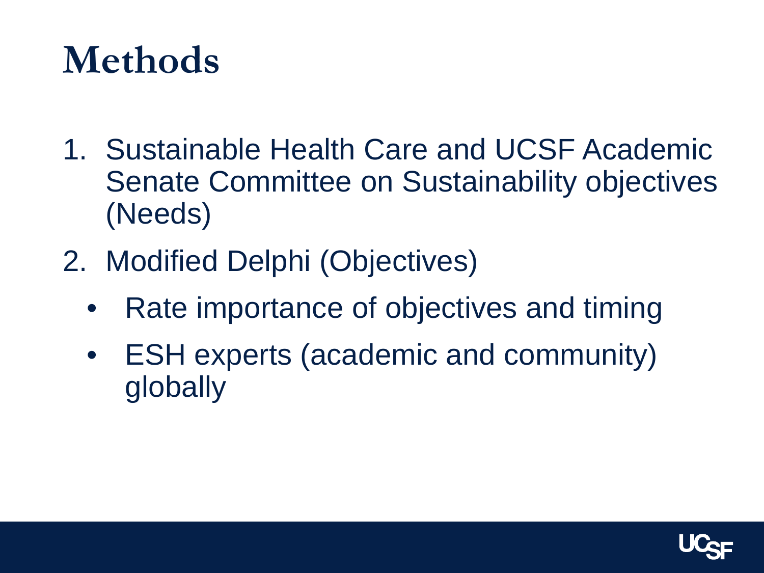# Methods

1. Sustainable Health Care and UCSF Academic Senate Committee on Sustainability objectives (Needs)
2. Modified Delphi (Objectives)
    - Rate importance of objectives and timing
    - ESH experts (academic and community) globally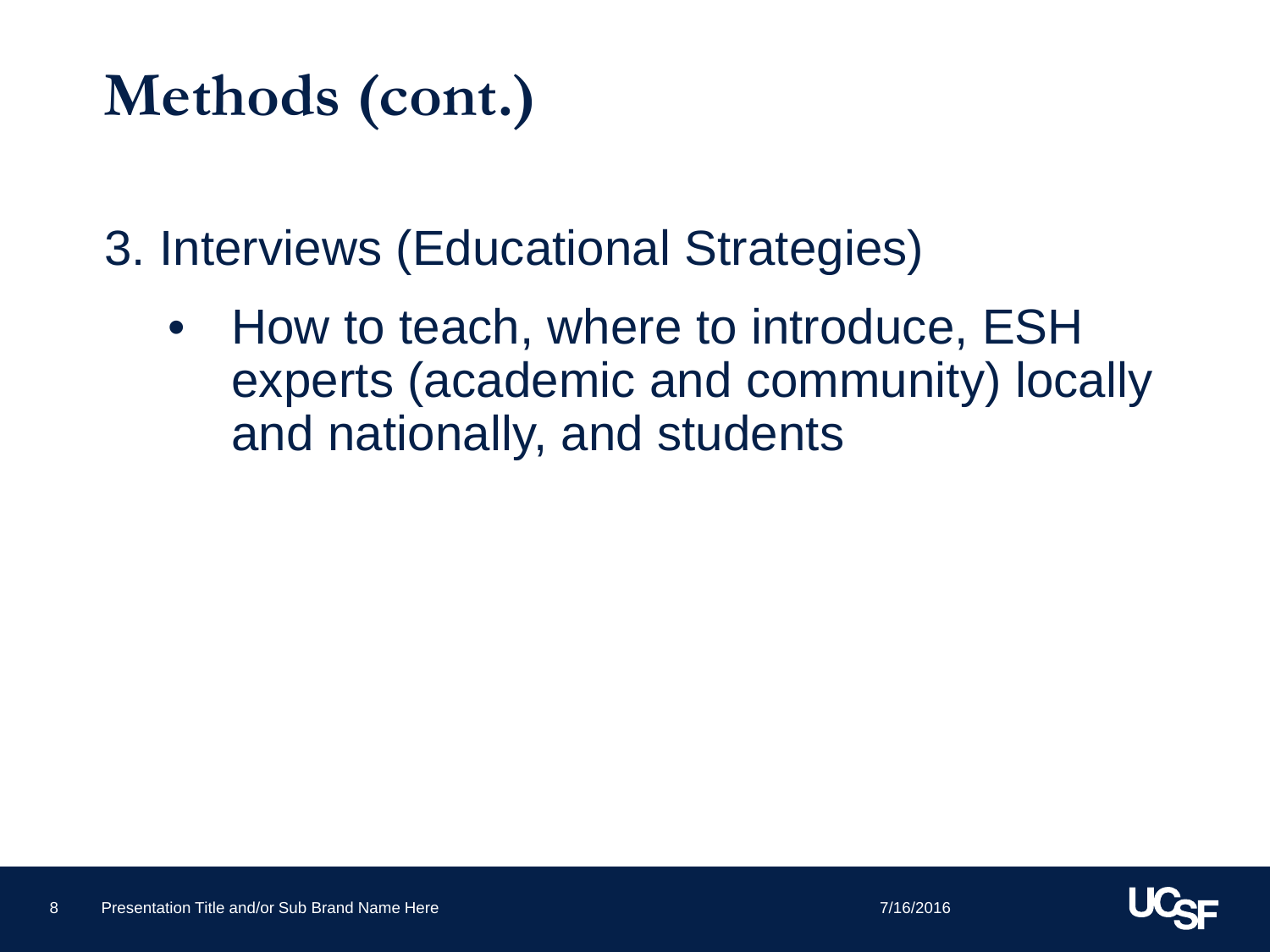# Methods (cont.)

3. Interviews (Educational Strategies)

- How to teach, where to introduce, ESH experts (academic and community) locally and nationally, and students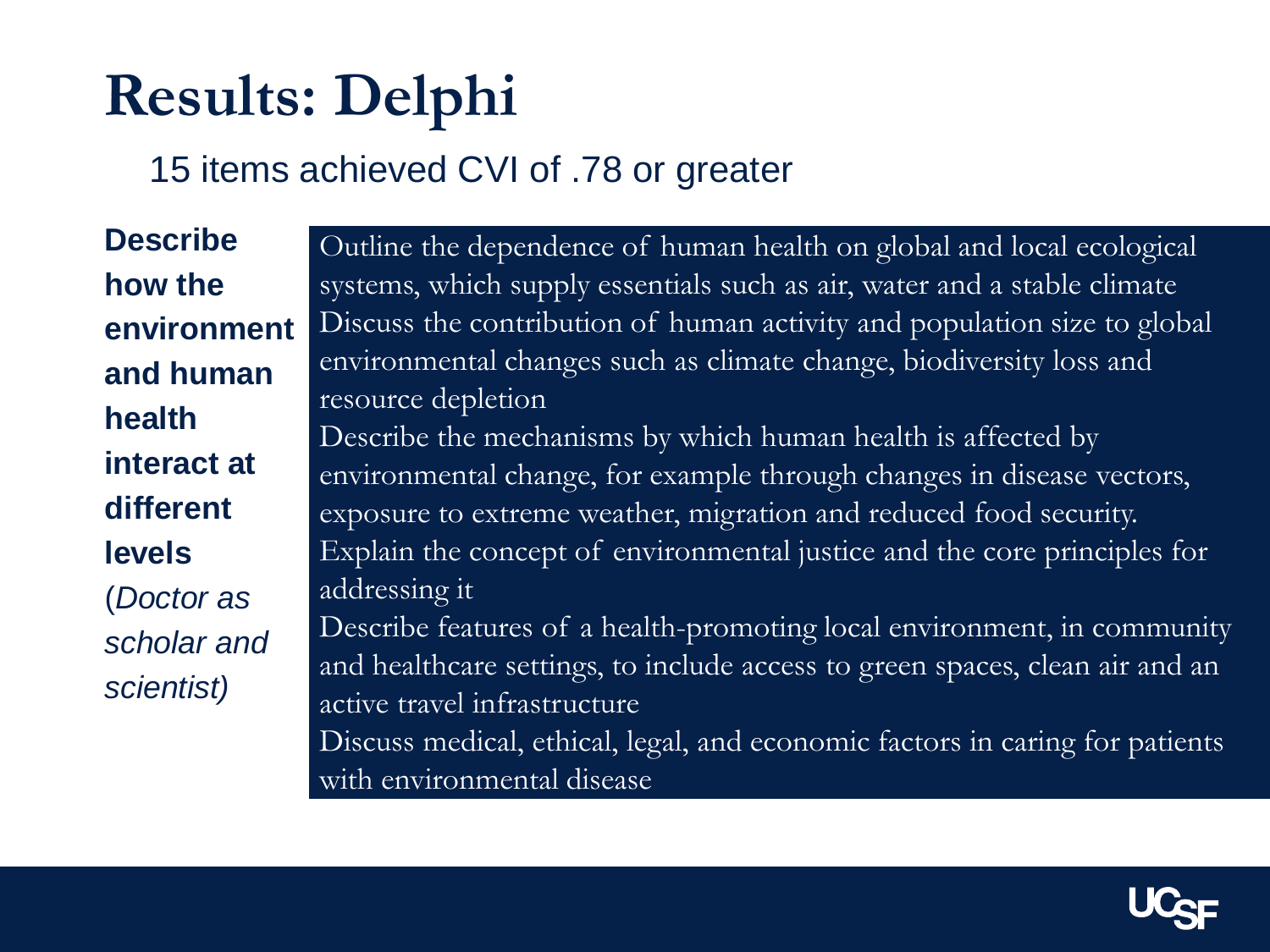# Results: Delphi

15 items achieved CVI of .78 or greater

| **Describe how the environment and human health interact at different levels** (*Doctor as scholar and scientist)* | Outline the dependence of human health on global and local ecological systems, which supply essentials such as air, water and a stable climate<br>Discuss the contribution of human activity and population size to global environmental changes such as climate change, biodiversity loss and resource depletion<br>Describe the mechanisms by which human health is affected by environmental change, for example through changes in disease vectors, exposure to extreme weather, migration and reduced food security.<br>Explain the concept of environmental justice and the core principles for addressing it<br>Describe features of a health-promoting local environment, in community and healthcare settings, to include access to green spaces, clean air and an active travel infrastructure<br>Discuss medical, ethical, legal, and economic factors in caring for patients with environmental disease |
|---|---|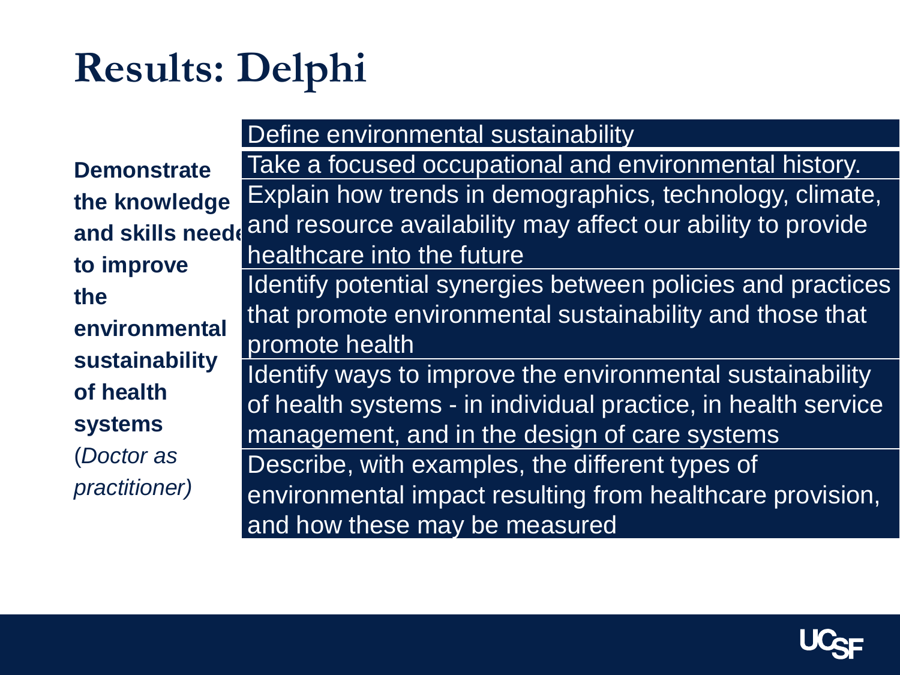# Results: Delphi

| **Demonstrate the knowledge and skills needed to improve the environmental sustainability of health systems** (*Doctor as practitioner)* | |
|---|---|
| | Define environmental sustainability |
| | Take a focused occupational and environmental history. |
| | Explain how trends in demographics, technology, climate, and resource availability may affect our ability to provide healthcare into the future |
| | Identify potential synergies between policies and practices that promote environmental sustainability and those that promote health |
| | Identify ways to improve the environmental sustainability of health systems - in individual practice, in health service management, and in the design of care systems |
| | Describe, with examples, the different types of environmental impact resulting from healthcare provision, and how these may be measured |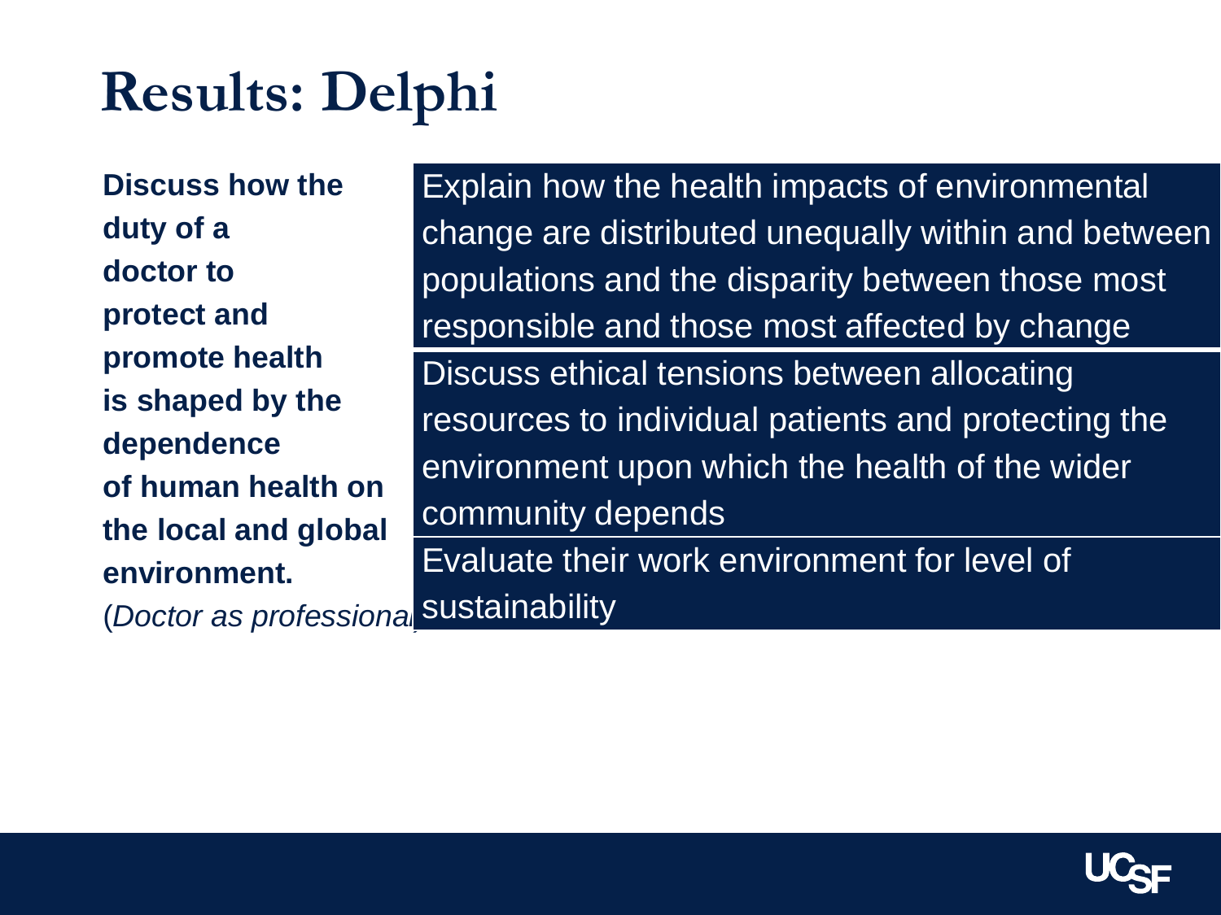# Results: Delphi

| **Discuss how the duty of a doctor to protect and promote health is shaped by the dependence of human health on the local and global environment.** (*Doctor as professional*) | Explain how the health impacts of environmental change are distributed unequally within and between populations and the disparity between those most responsible and those most affected by change |
|---|---|
| | Discuss ethical tensions between allocating resources to individual patients and protecting the environment upon which the health of the wider community depends |
| | Evaluate their work environment for level of sustainability |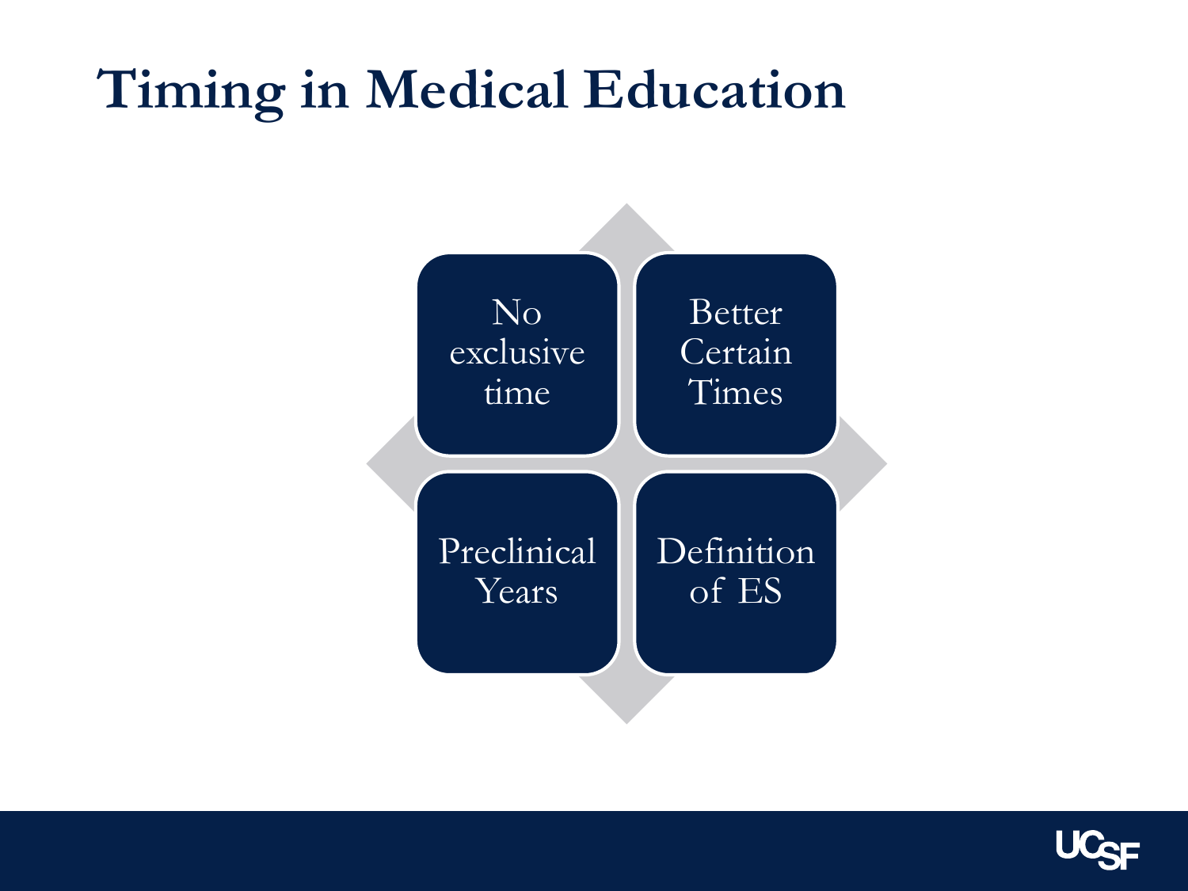# Timing in Medical Education

- No exclusive time
- Better Certain Times
- Preclinical Years
- Definition of ES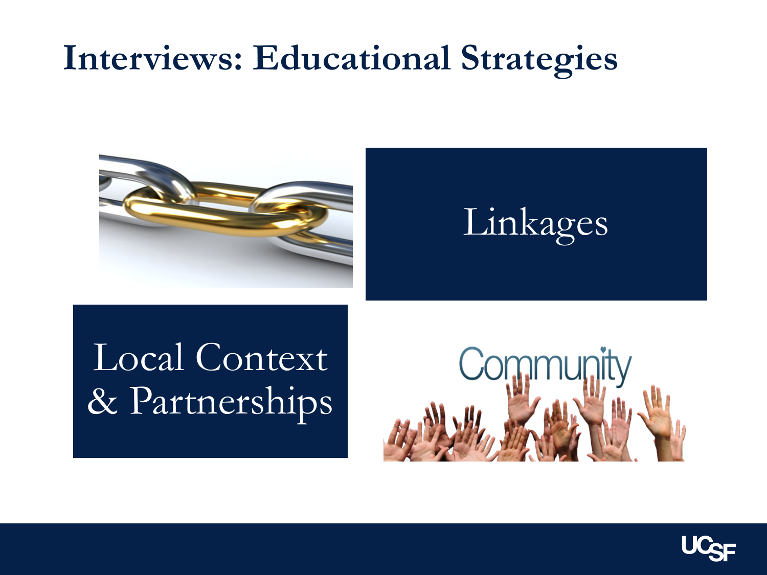# Interviews: Educational Strategies

Linkages

Local Context & Partnerships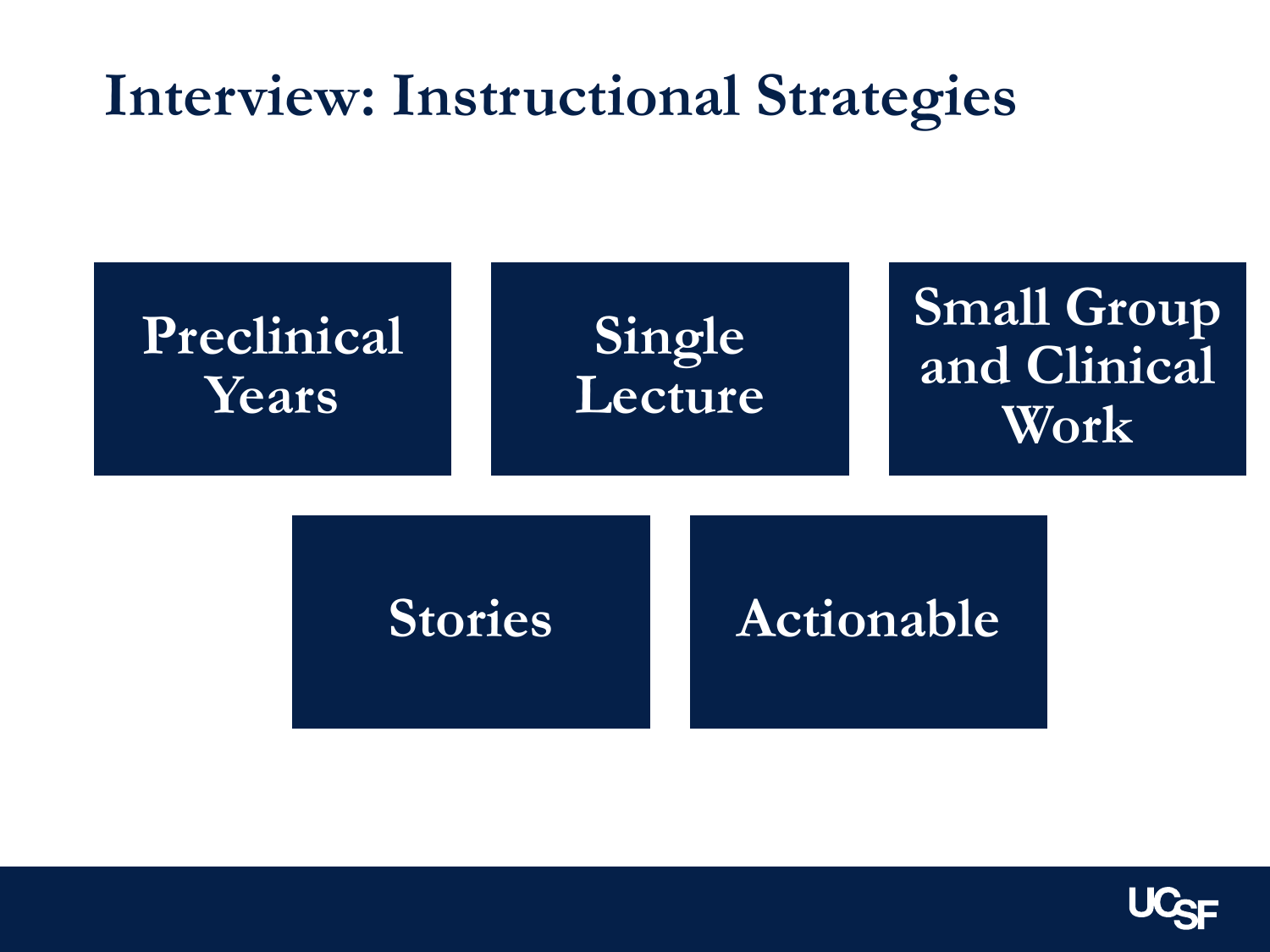# Interview: Instructional Strategies

- Preclinical Years
- Single Lecture
- Small Group and Clinical Work
- Stories
- Actionable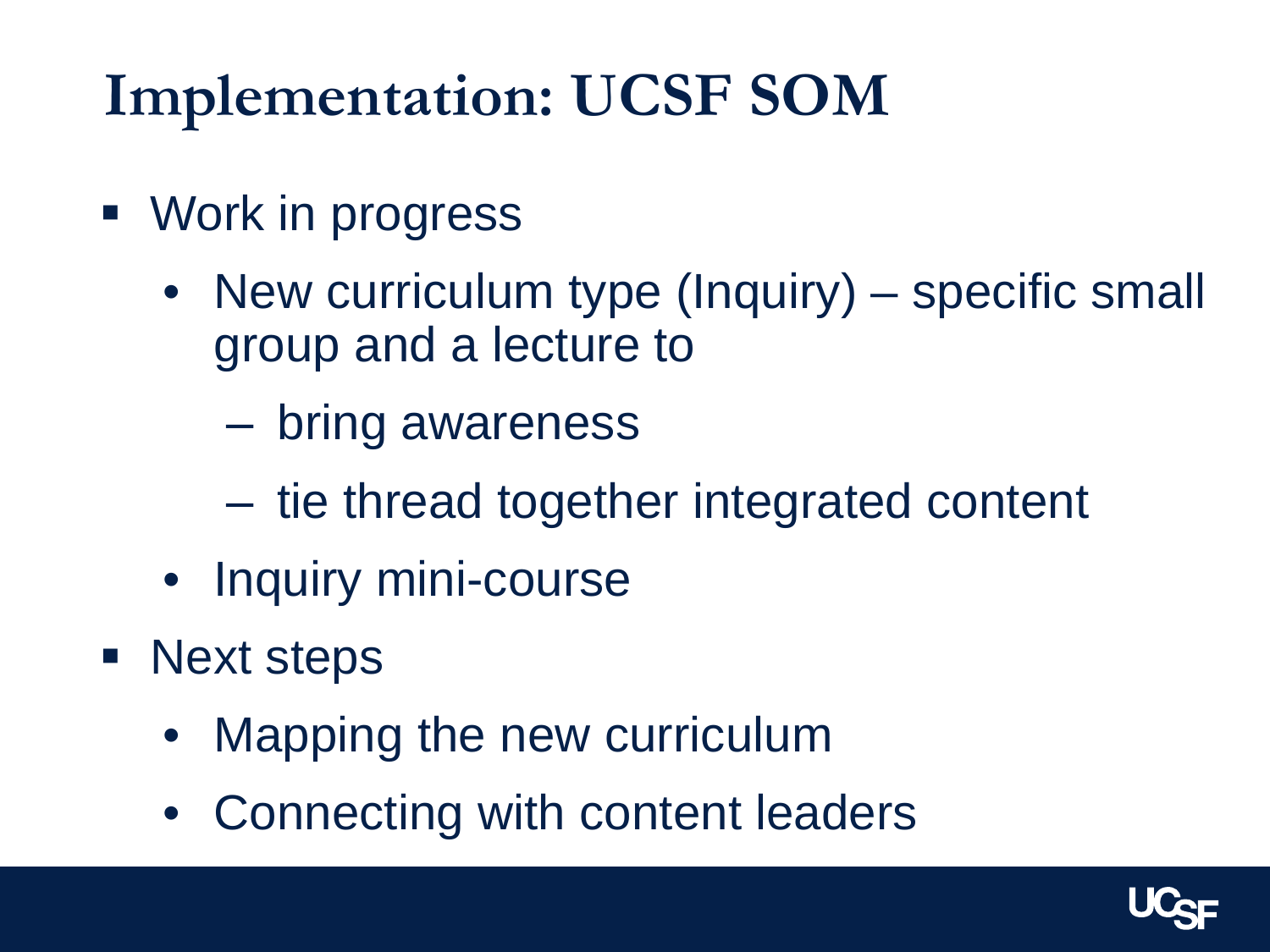# Implementation: UCSF SOM

- Work in progress
  - New curriculum type (Inquiry) – specific small group and a lecture to
    - bring awareness
    - tie thread together integrated content
  - Inquiry mini-course
- Next steps
  - Mapping the new curriculum
  - Connecting with content leaders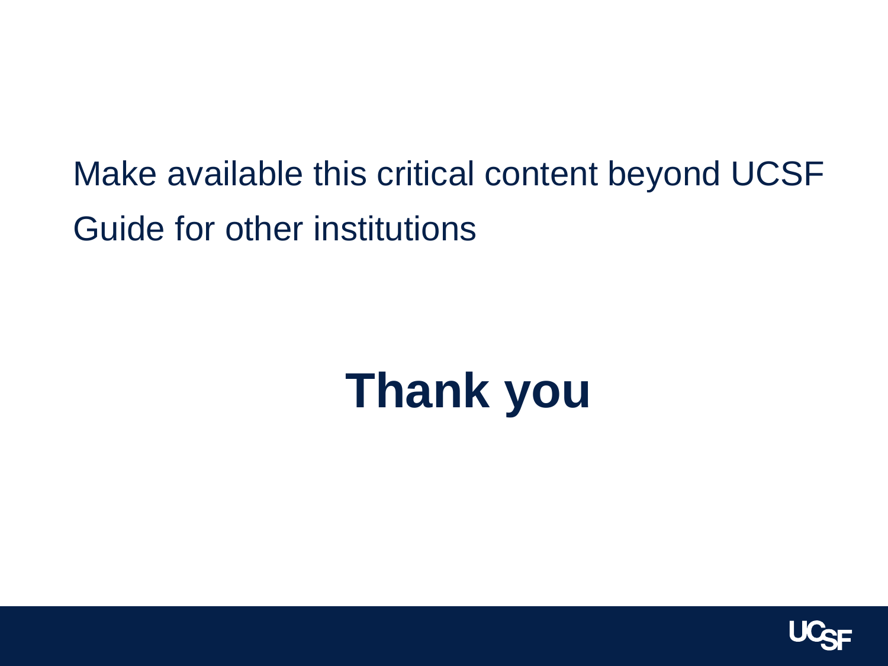Make available this critical content beyond UCSF

Guide for other institutions

# Thank you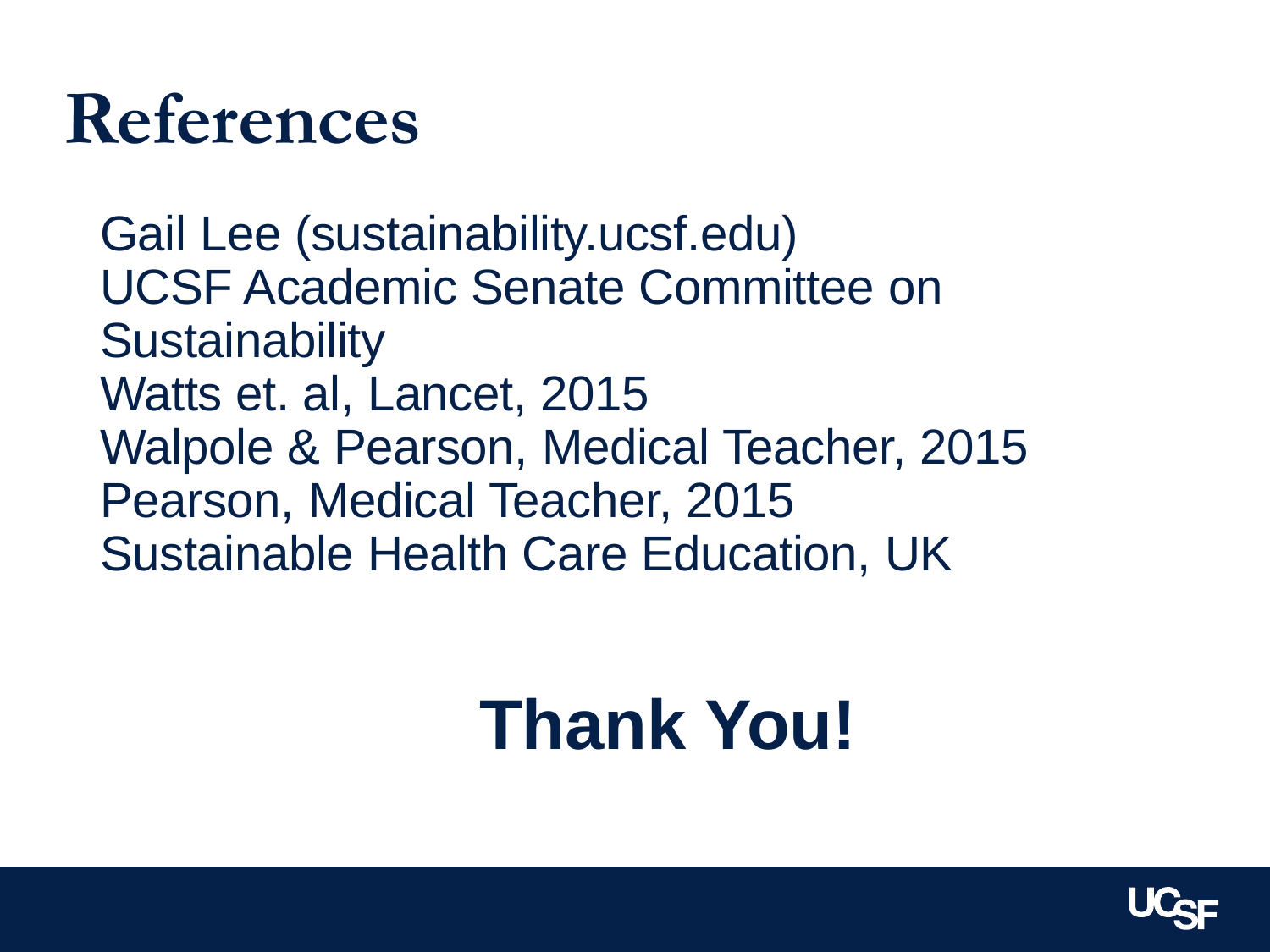# References

Gail Lee (sustainability.ucsf.edu)
UCSF Academic Senate Committee on Sustainability
Watts et. al, Lancet, 2015
Walpole & Pearson, Medical Teacher, 2015
Pearson, Medical Teacher, 2015
Sustainable Health Care Education, UK

**Thank You!**